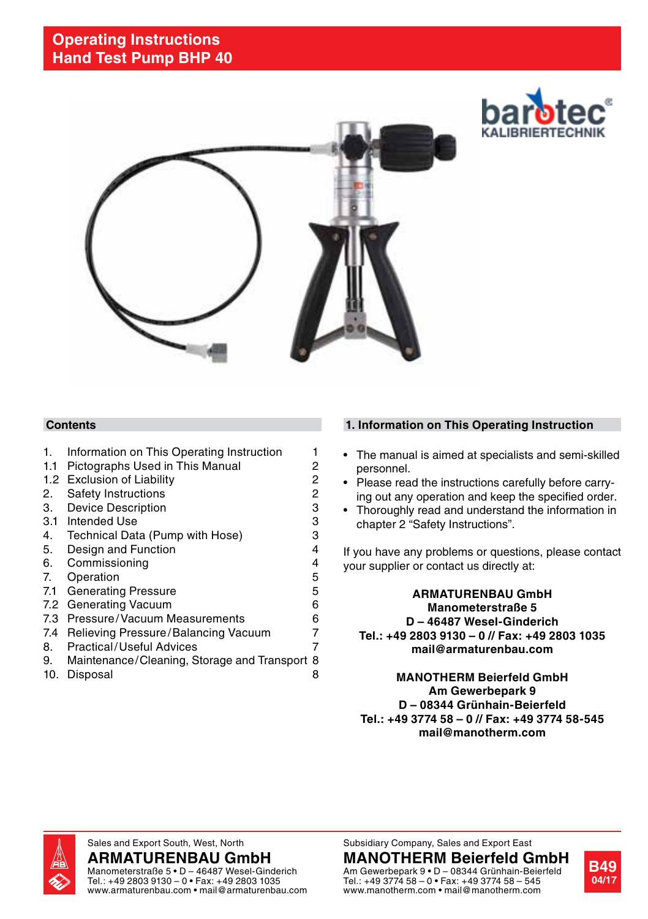# Operating Instructions
# Hand Test Pump BHP 40

barotec KALIBRIERTECHNIK

## Contents

| | | |
|---|---|---|
| 1. | Information on This Operating Instruction | 1 |
| 1.1 | Pictographs Used in This Manual | 2 |
| 1.2 | Exclusion of Liability | 2 |
| 2. | Safety Instructions | 2 |
| 3. | Device Description | 3 |
| 3.1 | Intended Use | 3 |
| 4. | Technical Data (Pump with Hose) | 3 |
| 5. | Design and Function | 4 |
| 6. | Commissioning | 4 |
| 7. | Operation | 5 |
| 7.1 | Generating Pressure | 5 |
| 7.2 | Generating Vacuum | 6 |
| 7.3 | Pressure/Vacuum Measurements | 6 |
| 7.4 | Relieving Pressure/Balancing Vacuum | 7 |
| 8. | Practical/Useful Advices | 7 |
| 9. | Maintenance/Cleaning, Storage and Transport | 8 |
| 10. | Disposal | 8 |

## 1. Information on This Operating Instruction

- The manual is aimed at specialists and semi-skilled personnel.
- Please read the instructions carefully before carrying out any operation and keep the specified order.
- Thoroughly read and understand the information in chapter 2 "Safety Instructions".

If you have any problems or questions, please contact your supplier or contact us directly at:

**ARMATURENBAU GmbH**
**Manometerstraße 5**
**D – 46487 Wesel-Ginderich**
**Tel.: +49 2803 9130 – 0 // Fax: +49 2803 1035**
**mail@armaturenbau.com**

**MANOTHERM Beierfeld GmbH**
**Am Gewerbepark 9**
**D – 08344 Grünhain-Beierfeld**
**Tel.: +49 3774 58 – 0 // Fax: +49 3774 58-545**
**mail@manotherm.com**

Sales and Export South, West, North
**ARMATURENBAU GmbH**
Manometerstraße 5 • D – 46487 Wesel-Ginderich
Tel.: +49 2803 9130 – 0 • Fax: +49 2803 1035
www.armaturenbau.com • mail@armaturenbau.com

Subsidiary Company, Sales and Export East
**MANOTHERM Beierfeld GmbH**
Am Gewerbepark 9 • D – 08344 Grünhain-Beierfeld
Tel.: +49 3774 58 – 0 • Fax: +49 3774 58 – 545
www.manotherm.com • mail@manotherm.com

B49
04/17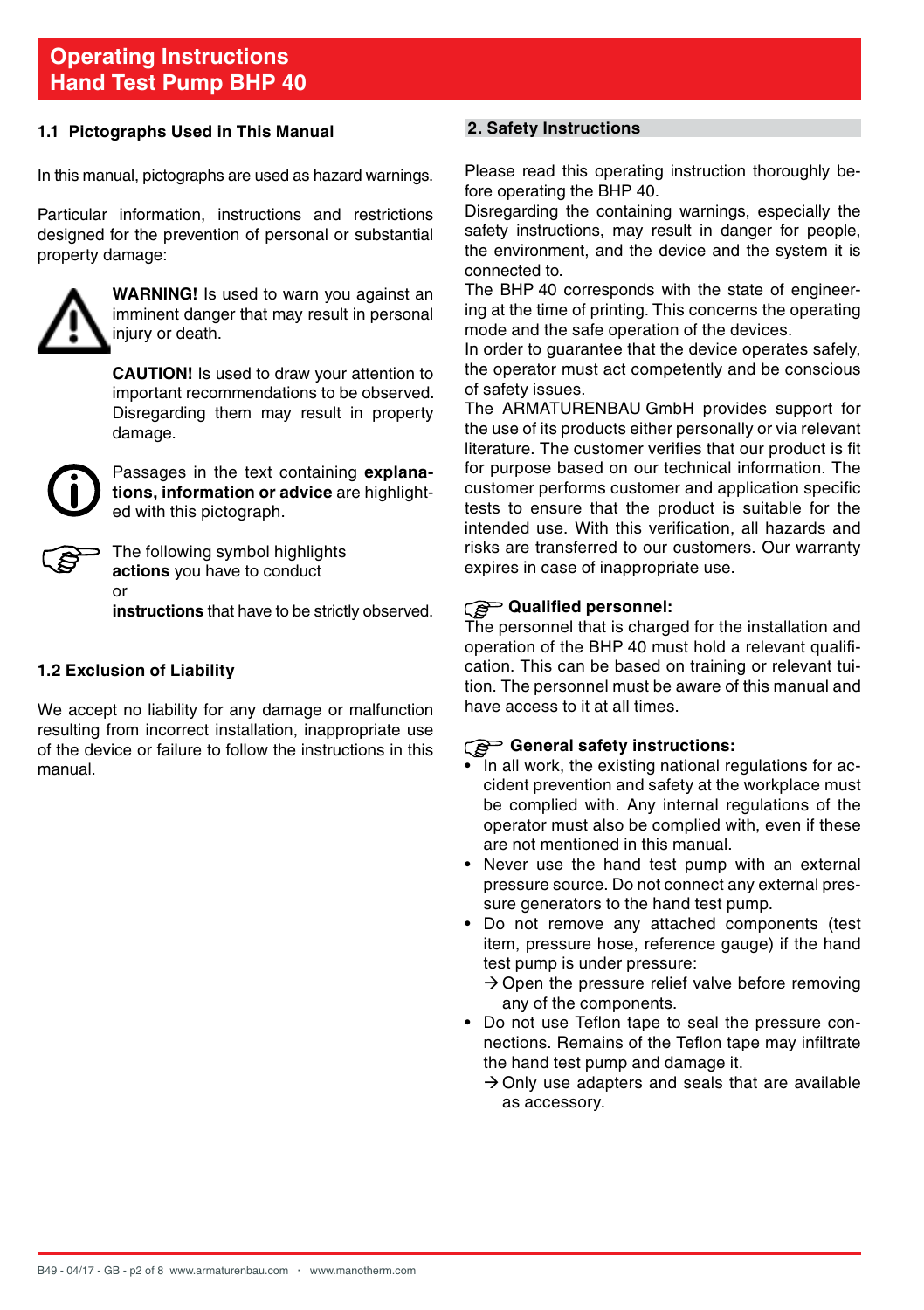## 1.1 Pictographs Used in This Manual

In this manual, pictographs are used as hazard warnings.

Particular information, instructions and restrictions designed for the prevention of personal or substantial property damage:

**WARNING!** Is used to warn you against an imminent danger that may result in personal injury or death.

**CAUTION!** Is used to draw your attention to important recommendations to be observed. Disregarding them may result in property damage.

Passages in the text containing **explanations, information or advice** are highlighted with this pictograph.

The following symbol highlights **actions** you have to conduct
or
**instructions** that have to be strictly observed.

## 1.2 Exclusion of Liability

We accept no liability for any damage or malfunction resulting from incorrect installation, inappropriate use of the device or failure to follow the instructions in this manual.

## 2. Safety Instructions

Please read this operating instruction thoroughly before operating the BHP 40.
Disregarding the containing warnings, especially the safety instructions, may result in danger for people, the environment, and the device and the system it is connected to.
The BHP 40 corresponds with the state of engineering at the time of printing. This concerns the operating mode and the safe operation of the devices.
In order to guarantee that the device operates safely, the operator must act competently and be conscious of safety issues.
The ARMATURENBAU GmbH provides support for the use of its products either personally or via relevant literature. The customer verifies that our product is fit for purpose based on our technical information. The customer performs customer and application specific tests to ensure that the product is suitable for the intended use. With this verification, all hazards and risks are transferred to our customers. Our warranty expires in case of inappropriate use.

**Qualified personnel:**
The personnel that is charged for the installation and operation of the BHP 40 must hold a relevant qualification. This can be based on training or relevant tuition. The personnel must be aware of this manual and have access to it at all times.

**General safety instructions:**

- In all work, the existing national regulations for accident prevention and safety at the workplace must be complied with. Any internal regulations of the operator must also be complied with, even if these are not mentioned in this manual.
- Never use the hand test pump with an external pressure source. Do not connect any external pressure generators to the hand test pump.
- Do not remove any attached components (test item, pressure hose, reference gauge) if the hand test pump is under pressure:
  → Open the pressure relief valve before removing any of the components.
- Do not use Teflon tape to seal the pressure connections. Remains of the Teflon tape may infiltrate the hand test pump and damage it.
  → Only use adapters and seals that are available as accessory.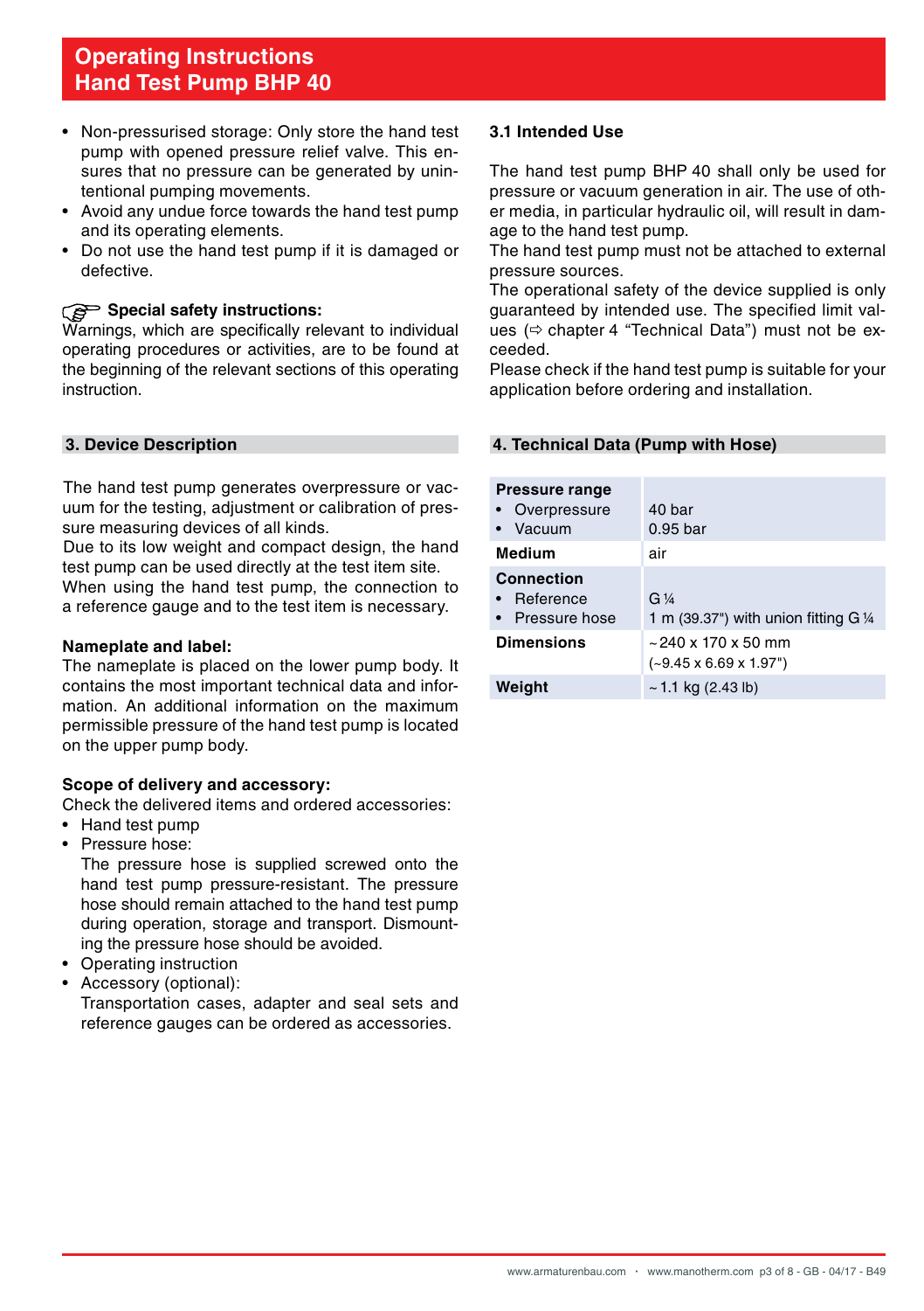- Non-pressurised storage: Only store the hand test pump with opened pressure relief valve. This ensures that no pressure can be generated by unintentional pumping movements.
- Avoid any undue force towards the hand test pump and its operating elements.
- Do not use the hand test pump if it is damaged or defective.

**☞ Special safety instructions:**
Warnings, which are specifically relevant to individual operating procedures or activities, are to be found at the beginning of the relevant sections of this operating instruction.

## 3. Device Description

The hand test pump generates overpressure or vacuum for the testing, adjustment or calibration of pressure measuring devices of all kinds.
Due to its low weight and compact design, the hand test pump can be used directly at the test item site.
When using the hand test pump, the connection to a reference gauge and to the test item is necessary.

**Nameplate and label:**
The nameplate is placed on the lower pump body. It contains the most important technical data and information. An additional information on the maximum permissible pressure of the hand test pump is located on the upper pump body.

**Scope of delivery and accessory:**
Check the delivered items and ordered accessories:

- Hand test pump
- Pressure hose:
  The pressure hose is supplied screwed onto the hand test pump pressure-resistant. The pressure hose should remain attached to the hand test pump during operation, storage and transport. Dismounting the pressure hose should be avoided.
- Operating instruction
- Accessory (optional):
  Transportation cases, adapter and seal sets and reference gauges can be ordered as accessories.

### 3.1 Intended Use

The hand test pump BHP 40 shall only be used for pressure or vacuum generation in air. The use of other media, in particular hydraulic oil, will result in damage to the hand test pump.
The hand test pump must not be attached to external pressure sources.
The operational safety of the device supplied is only guaranteed by intended use. The specified limit values (⇨ chapter 4 "Technical Data") must not be exceeded.
Please check if the hand test pump is suitable for your application before ordering and installation.

## 4. Technical Data (Pump with Hose)

| | |
|---|---|
| **Pressure range**<br>• Overpressure<br>• Vacuum | <br>40 bar<br>0.95 bar |
| **Medium** | air |
| **Connection**<br>• Reference<br>• Pressure hose | <br>G ¼<br>1 m (39.37") with union fitting G ¼ |
| **Dimensions** | ~240 x 170 x 50 mm<br>(~9.45 x 6.69 x 1.97") |
| **Weight** | ~1.1 kg (2.43 lb) |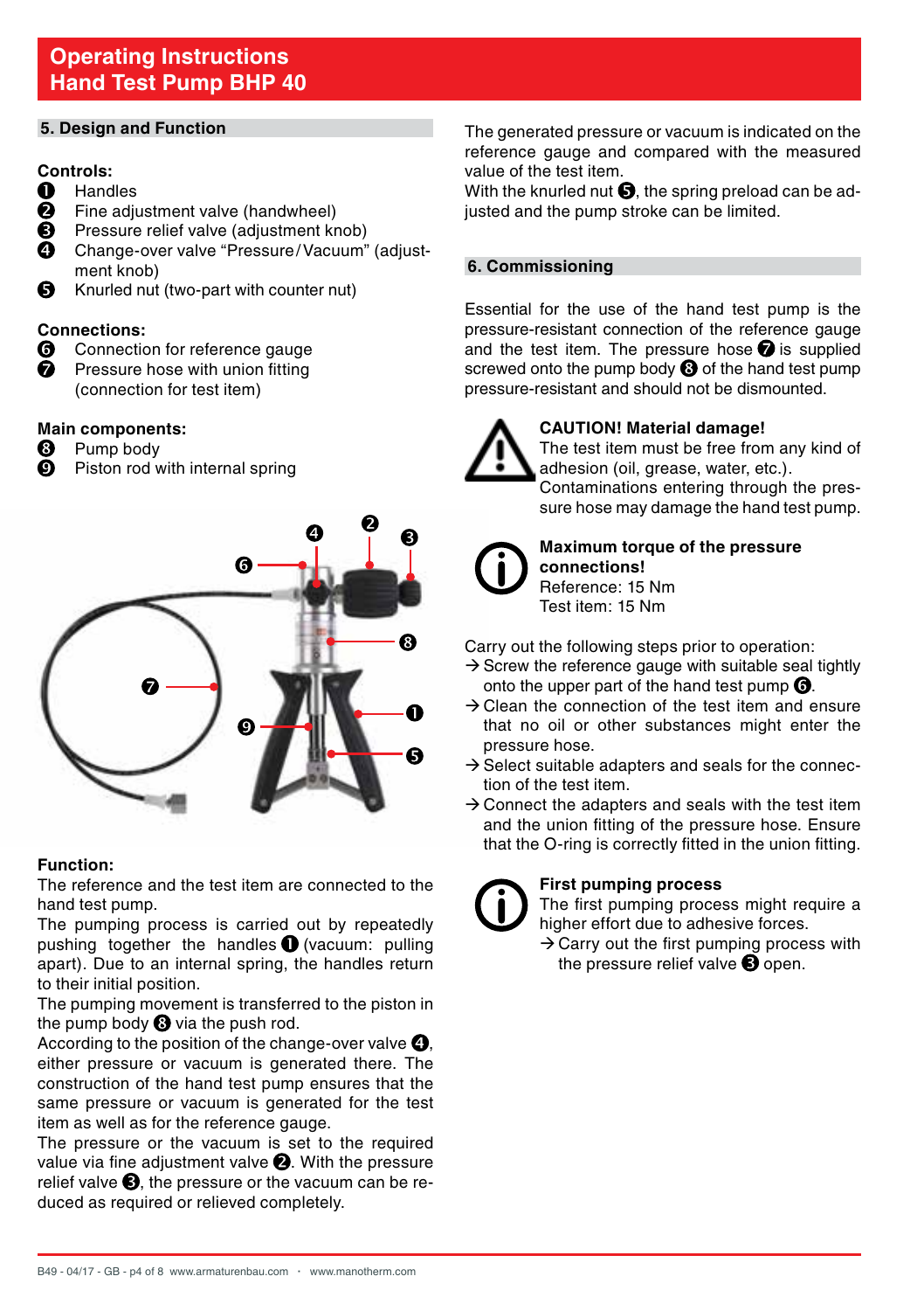# Operating Instructions
# Hand Test Pump BHP 40

## 5. Design and Function

**Controls:**

❶ Handles
❷ Fine adjustment valve (handwheel)
❸ Pressure relief valve (adjustment knob)
❹ Change-over valve "Pressure/Vacuum" (adjustment knob)
❺ Knurled nut (two-part with counter nut)

**Connections:**

❻ Connection for reference gauge
❼ Pressure hose with union fitting (connection for test item)

**Main components:**

❽ Pump body
❾ Piston rod with internal spring

**Function:**

The reference and the test item are connected to the hand test pump.
The pumping process is carried out by repeatedly pushing together the handles ❶ (vacuum: pulling apart). Due to an internal spring, the handles return to their initial position.
The pumping movement is transferred to the piston in the pump body ❽ via the push rod.
According to the position of the change-over valve ❹, either pressure or vacuum is generated there. The construction of the hand test pump ensures that the same pressure or vacuum is generated for the test item as well as for the reference gauge.
The pressure or the vacuum is set to the required value via fine adjustment valve ❷. With the pressure relief valve ❸, the pressure or the vacuum can be reduced as required or relieved completely.

The generated pressure or vacuum is indicated on the reference gauge and compared with the measured value of the test item.
With the knurled nut ❺, the spring preload can be adjusted and the pump stroke can be limited.

## 6. Commissioning

Essential for the use of the hand test pump is the pressure-resistant connection of the reference gauge and the test item. The pressure hose ❼ is supplied screwed onto the pump body ❽ of the hand test pump pressure-resistant and should not be dismounted.

**CAUTION! Material damage!**
The test item must be free from any kind of adhesion (oil, grease, water, etc.).
Contaminations entering through the pressure hose may damage the hand test pump.

**Maximum torque of the pressure connections!**
Reference: 15 Nm
Test item: 15 Nm

Carry out the following steps prior to operation:

→ Screw the reference gauge with suitable seal tightly onto the upper part of the hand test pump ❻.
→ Clean the connection of the test item and ensure that no oil or other substances might enter the pressure hose.
→ Select suitable adapters and seals for the connection of the test item.
→ Connect the adapters and seals with the test item and the union fitting of the pressure hose. Ensure that the O-ring is correctly fitted in the union fitting.

**First pumping process**
The first pumping process might require a higher effort due to adhesive forces.
→ Carry out the first pumping process with the pressure relief valve ❸ open.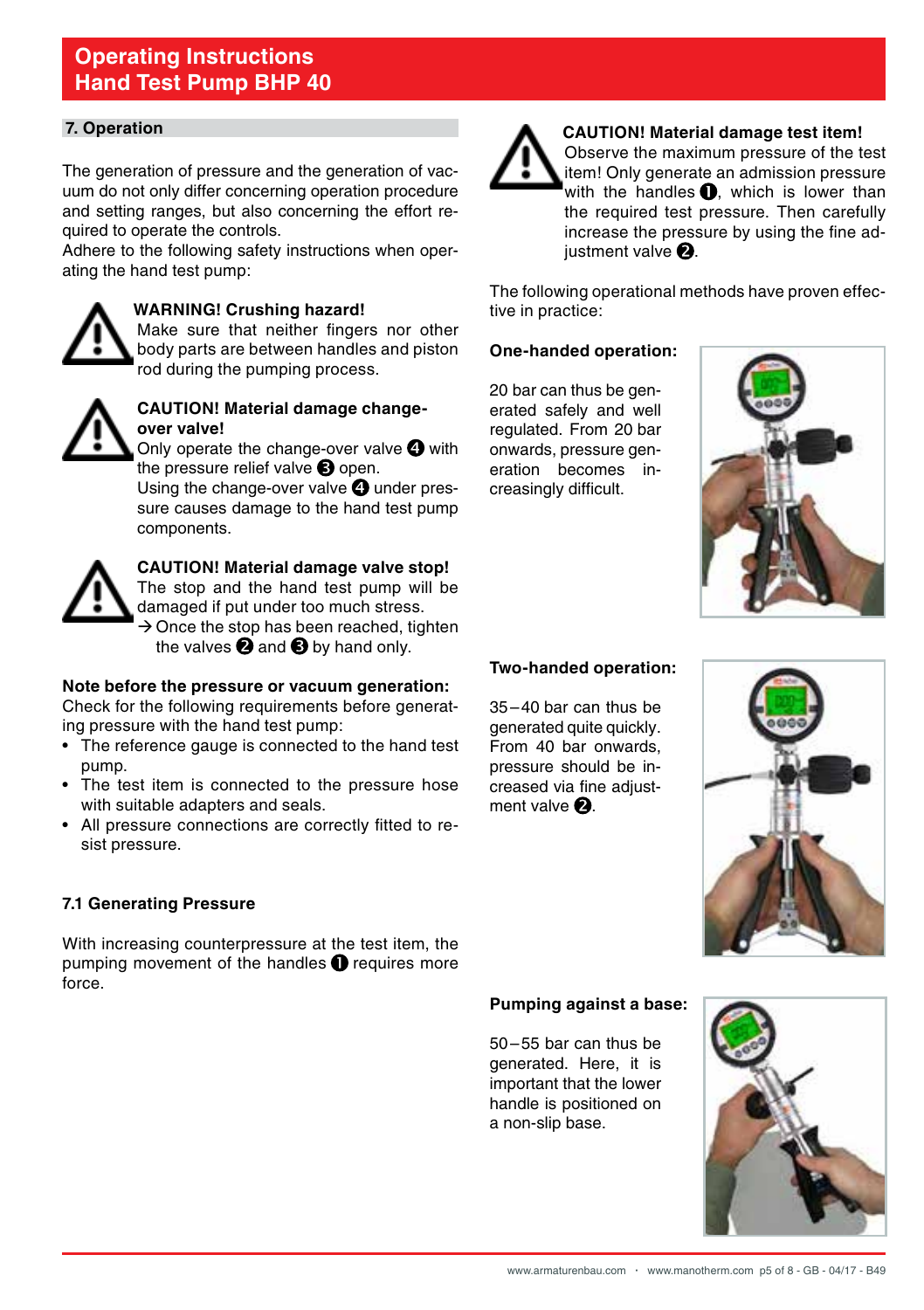# Operating Instructions
# Hand Test Pump BHP 40

## 7. Operation

The generation of pressure and the generation of vacuum do not only differ concerning operation procedure and setting ranges, but also concerning the effort required to operate the controls.
Adhere to the following safety instructions when operating the hand test pump:

**WARNING! Crushing hazard!**
Make sure that neither fingers nor other body parts are between handles and piston rod during the pumping process.

**CAUTION! Material damage change-over valve!**
Only operate the change-over valve ❹ with the pressure relief valve ❸ open.
Using the change-over valve ❹ under pressure causes damage to the hand test pump components.

**CAUTION! Material damage valve stop!**
The stop and the hand test pump will be damaged if put under too much stress.
→ Once the stop has been reached, tighten the valves ❷ and ❸ by hand only.

**Note before the pressure or vacuum generation:**
Check for the following requirements before generating pressure with the hand test pump:

- The reference gauge is connected to the hand test pump.
- The test item is connected to the pressure hose with suitable adapters and seals.
- All pressure connections are correctly fitted to resist pressure.

### 7.1 Generating Pressure

With increasing counterpressure at the test item, the pumping movement of the handles ❶ requires more force.

**CAUTION! Material damage test item!**
Observe the maximum pressure of the test item! Only generate an admission pressure with the handles ❶, which is lower than the required test pressure. Then carefully increase the pressure by using the fine adjustment valve ❷.

The following operational methods have proven effective in practice:

**One-handed operation:**

20 bar can thus be generated safely and well regulated. From 20 bar onwards, pressure generation becomes increasingly difficult.

**Two-handed operation:**

35 – 40 bar can thus be generated quite quickly. From 40 bar onwards, pressure should be increased via fine adjustment valve ❷.

**Pumping against a base:**

50 – 55 bar can thus be generated. Here, it is important that the lower handle is positioned on a non-slip base.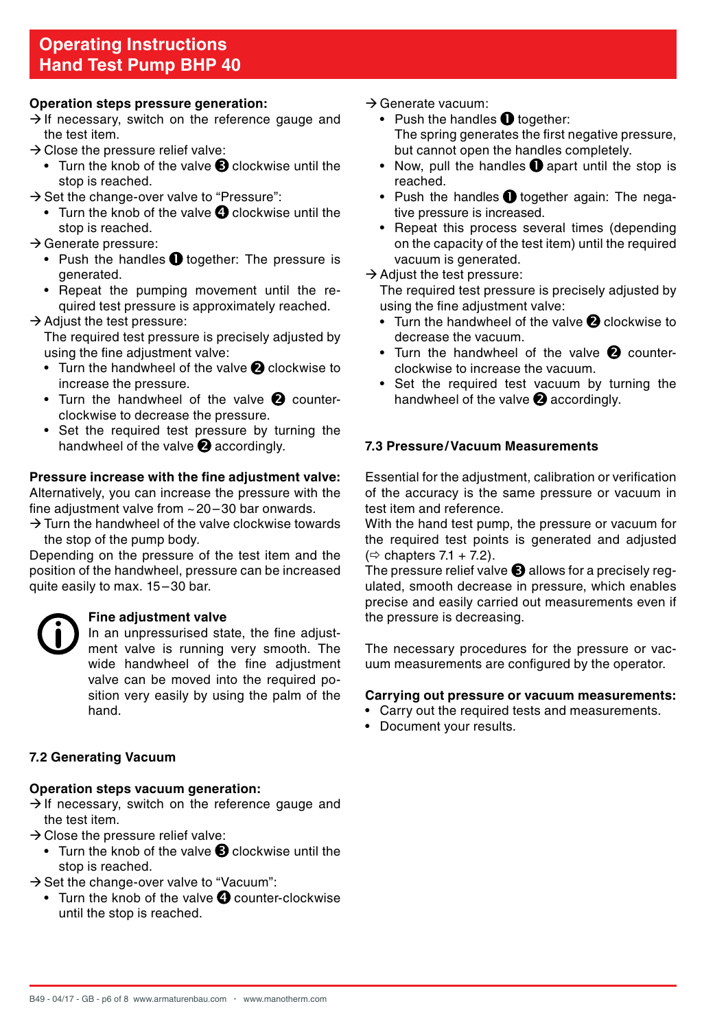**Operation steps pressure generation:**

→ If necessary, switch on the reference gauge and the test item.

→ Close the pressure relief valve:
- Turn the knob of the valve ❸ clockwise until the stop is reached.

→ Set the change-over valve to “Pressure”:
- Turn the knob of the valve ❹ clockwise until the stop is reached.

→ Generate pressure:
- Push the handles ❶ together: The pressure is generated.
- Repeat the pumping movement until the required test pressure is approximately reached.

→ Adjust the test pressure:
The required test pressure is precisely adjusted by using the fine adjustment valve:
- Turn the handwheel of the valve ❷ clockwise to increase the pressure.
- Turn the handwheel of the valve ❷ counter-clockwise to decrease the pressure.
- Set the required test pressure by turning the handwheel of the valve ❷ accordingly.

**Pressure increase with the fine adjustment valve:**

Alternatively, you can increase the pressure with the fine adjustment valve from ~20–30 bar onwards.

→ Turn the handwheel of the valve clockwise towards the stop of the pump body.

Depending on the pressure of the test item and the position of the handwheel, pressure can be increased quite easily to max. 15–30 bar.

**Fine adjustment valve**

In an unpressurised state, the fine adjustment valve is running very smooth. The wide handwheel of the fine adjustment valve can be moved into the required position very easily by using the palm of the hand.

## 7.2 Generating Vacuum

**Operation steps vacuum generation:**

→ If necessary, switch on the reference gauge and the test item.

→ Close the pressure relief valve:
- Turn the knob of the valve ❸ clockwise until the stop is reached.

→ Set the change-over valve to “Vacuum”:
- Turn the knob of the valve ❹ counter-clockwise until the stop is reached.

→ Generate vacuum:
- Push the handles ❶ together:
  The spring generates the first negative pressure, but cannot open the handles completely.
- Now, pull the handles ❶ apart until the stop is reached.
- Push the handles ❶ together again: The negative pressure is increased.
- Repeat this process several times (depending on the capacity of the test item) until the required vacuum is generated.

→ Adjust the test pressure:
The required test pressure is precisely adjusted by using the fine adjustment valve:
- Turn the handwheel of the valve ❷ clockwise to decrease the vacuum.
- Turn the handwheel of the valve ❷ counter-clockwise to increase the vacuum.
- Set the required test vacuum by turning the handwheel of the valve ❷ accordingly.

## 7.3 Pressure/Vacuum Measurements

Essential for the adjustment, calibration or verification of the accuracy is the same pressure or vacuum in test item and reference.

With the hand test pump, the pressure or vacuum for the required test points is generated and adjusted (⇨ chapters 7.1 + 7.2).

The pressure relief valve ❸ allows for a precisely regulated, smooth decrease in pressure, which enables precise and easily carried out measurements even if the pressure is decreasing.

The necessary procedures for the pressure or vacuum measurements are configured by the operator.

**Carrying out pressure or vacuum measurements:**

- Carry out the required tests and measurements.
- Document your results.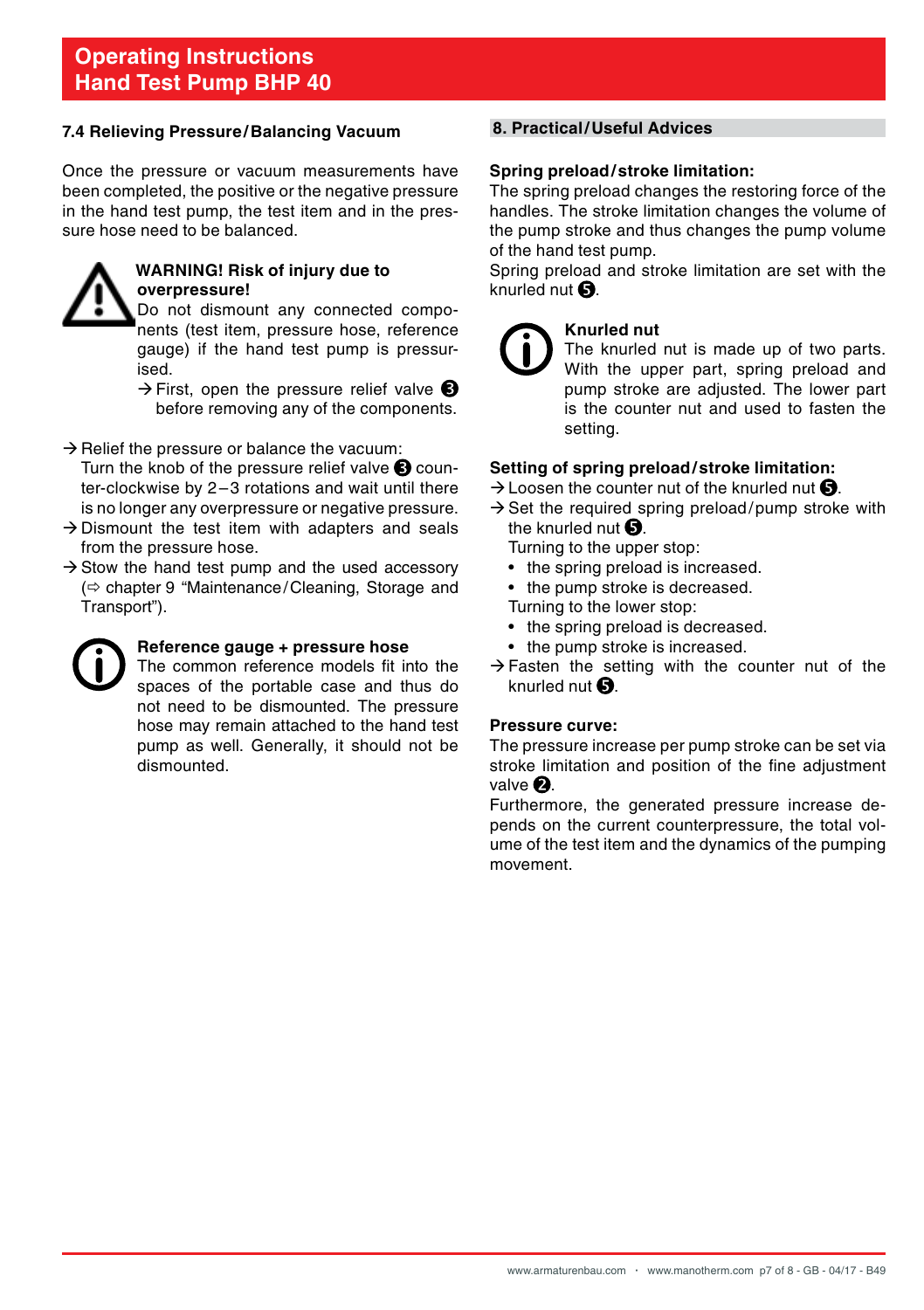## 7.4 Relieving Pressure/Balancing Vacuum

Once the pressure or vacuum measurements have been completed, the positive or the negative pressure in the hand test pump, the test item and in the pressure hose need to be balanced.

**WARNING! Risk of injury due to overpressure!**
Do not dismount any connected components (test item, pressure hose, reference gauge) if the hand test pump is pressurised.
→ First, open the pressure relief valve ❸ before removing any of the components.

→ Relief the pressure or balance the vacuum:
Turn the knob of the pressure relief valve ❸ counter-clockwise by 2–3 rotations and wait until there is no longer any overpressure or negative pressure.
→ Dismount the test item with adapters and seals from the pressure hose.
→ Stow the hand test pump and the used accessory (⇨ chapter 9 “Maintenance/Cleaning, Storage and Transport”).

**Reference gauge + pressure hose**
The common reference models fit into the spaces of the portable case and thus do not need to be dismounted. The pressure hose may remain attached to the hand test pump as well. Generally, it should not be dismounted.

## 8. Practical/Useful Advices

**Spring preload/stroke limitation:**
The spring preload changes the restoring force of the handles. The stroke limitation changes the volume of the pump stroke and thus changes the pump volume of the hand test pump.
Spring preload and stroke limitation are set with the knurled nut ❺.

**Knurled nut**
The knurled nut is made up of two parts. With the upper part, spring preload and pump stroke are adjusted. The lower part is the counter nut and used to fasten the setting.

**Setting of spring preload/stroke limitation:**
→ Loosen the counter nut of the knurled nut ❺.
→ Set the required spring preload/pump stroke with the knurled nut ❺.
Turning to the upper stop:
- the spring preload is increased.
- the pump stroke is decreased.

Turning to the lower stop:
- the spring preload is decreased.
- the pump stroke is increased.

→ Fasten the setting with the counter nut of the knurled nut ❺.

**Pressure curve:**
The pressure increase per pump stroke can be set via stroke limitation and position of the fine adjustment valve ❷.
Furthermore, the generated pressure increase depends on the current counterpressure, the total volume of the test item and the dynamics of the pumping movement.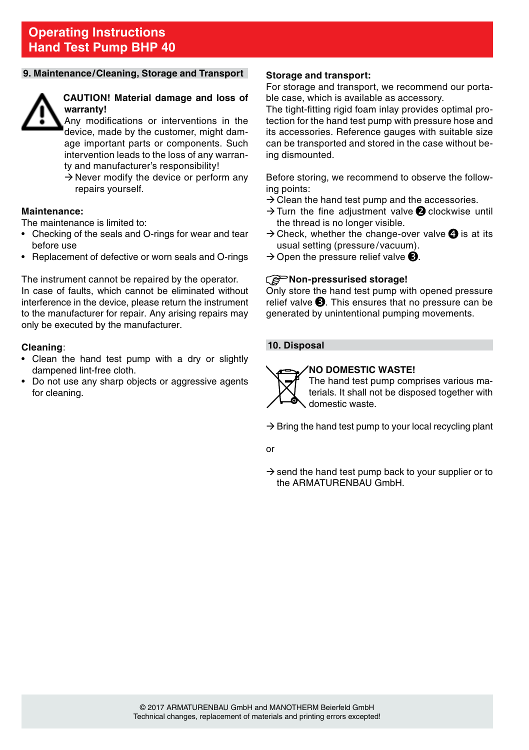## 9. Maintenance/Cleaning, Storage and Transport

**CAUTION! Material damage and loss of warranty!**

Any modifications or interventions in the device, made by the customer, might damage important parts or components. Such intervention leads to the loss of any warranty and manufacturer's responsibility!

→ Never modify the device or perform any repairs yourself.

**Maintenance:**

The maintenance is limited to:

- Checking of the seals and O-rings for wear and tear before use
- Replacement of defective or worn seals and O-rings

The instrument cannot be repaired by the operator.
In case of faults, which cannot be eliminated without interference in the device, please return the instrument to the manufacturer for repair. Any arising repairs may only be executed by the manufacturer.

**Cleaning**:

- Clean the hand test pump with a dry or slightly dampened lint-free cloth.
- Do not use any sharp objects or aggressive agents for cleaning.

**Storage and transport:**

For storage and transport, we recommend our portable case, which is available as accessory.
The tight-fitting rigid foam inlay provides optimal protection for the hand test pump with pressure hose and its accessories. Reference gauges with suitable size can be transported and stored in the case without being dismounted.

Before storing, we recommend to observe the following points:

→ Clean the hand test pump and the accessories.
→ Turn the fine adjustment valve ❷ clockwise until the thread is no longer visible.
→ Check, whether the change-over valve ❹ is at its usual setting (pressure/vacuum).
→ Open the pressure relief valve ❸.

**Non-pressurised storage!**

Only store the hand test pump with opened pressure relief valve ❸. This ensures that no pressure can be generated by unintentional pumping movements.

## 10. Disposal

**NO DOMESTIC WASTE!**

The hand test pump comprises various materials. It shall not be disposed together with domestic waste.

→ Bring the hand test pump to your local recycling plant

or

→ send the hand test pump back to your supplier or to the ARMATURENBAU GmbH.

© 2017 ARMATURENBAU GmbH and MANOTHERM Beierfeld GmbH
Technical changes, replacement of materials and printing errors excepted!